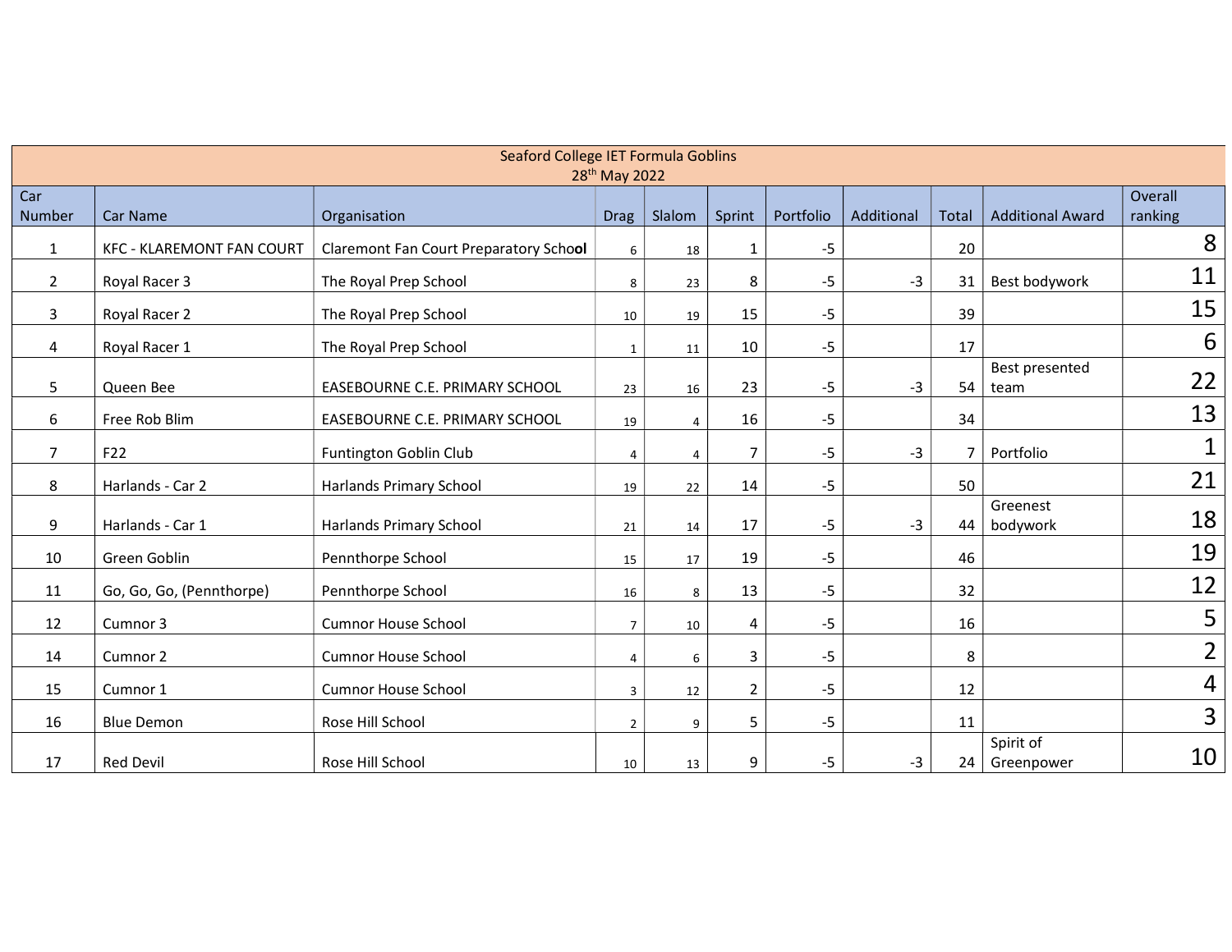| Seaford College IET Formula Goblins 28th May 2022 | | | | | | | | | | | |
|---|---|---|---|---|---|---|---|---|---|---|---|
| Car Number | Car Name | Organisation | Drag | Slalom | Sprint | Portfolio | Additional | Total | Additional Award | Overall ranking |
| 1 | KFC - KLAREMONT FAN COURT | Claremont Fan Court Preparatory School | 6 | 18 | 1 | -5 | | 20 | | 8 |
| 2 | Royal Racer 3 | The Royal Prep School | 8 | 23 | 8 | -5 | -3 | 31 | Best bodywork | 11 |
| 3 | Royal Racer 2 | The Royal Prep School | 10 | 19 | 15 | -5 | | 39 | | 15 |
| 4 | Royal Racer 1 | The Royal Prep School | 1 | 11 | 10 | -5 | | 17 | | 6 |
| 5 | Queen Bee | EASEBOURNE C.E. PRIMARY SCHOOL | 23 | 16 | 23 | -5 | -3 | 54 | Best presented team | 22 |
| 6 | Free Rob Blim | EASEBOURNE C.E. PRIMARY SCHOOL | 19 | 4 | 16 | -5 | | 34 | | 13 |
| 7 | F22 | Funtington Goblin Club | 4 | 4 | 7 | -5 | -3 | 7 | Portfolio | 1 |
| 8 | Harlands - Car 2 | Harlands Primary School | 19 | 22 | 14 | -5 | | 50 | | 21 |
| 9 | Harlands - Car 1 | Harlands Primary School | 21 | 14 | 17 | -5 | -3 | 44 | Greenest bodywork | 18 |
| 10 | Green Goblin | Pennthorpe School | 15 | 17 | 19 | -5 | | 46 | | 19 |
| 11 | Go, Go, Go, (Pennthorpe) | Pennthorpe School | 16 | 8 | 13 | -5 | | 32 | | 12 |
| 12 | Cumnor 3 | Cumnor House School | 7 | 10 | 4 | -5 | | 16 | | 5 |
| 14 | Cumnor 2 | Cumnor House School | 4 | 6 | 3 | -5 | | 8 | | 2 |
| 15 | Cumnor 1 | Cumnor House School | 3 | 12 | 2 | -5 | | 12 | | 4 |
| 16 | Blue Demon | Rose Hill School | 2 | 9 | 5 | -5 | | 11 | | 3 |
| 17 | Red Devil | Rose Hill School | 10 | 13 | 9 | -5 | -3 | 24 | Spirit of Greenpower | 10 |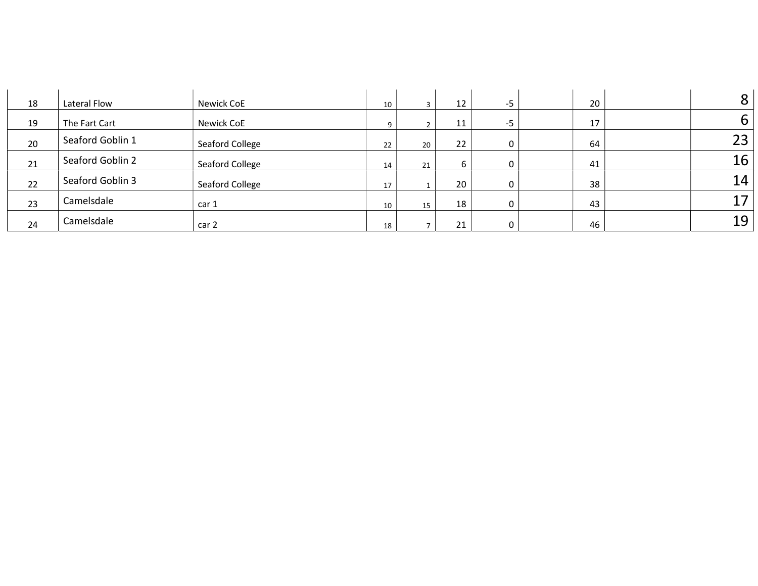| | | | | | | | | | | |
|---|---|---|---|---|---|---|---|---|---|---|
| 18 | Lateral Flow | Newick CoE | 10 | 3 | 12 | -5 | | 20 | | 8 |
| 19 | The Fart Cart | Newick CoE | 9 | 2 | 11 | -5 | | 17 | | 6 |
| 20 | Seaford Goblin 1 | Seaford College | 22 | 20 | 22 | 0 | | 64 | | 23 |
| 21 | Seaford Goblin 2 | Seaford College | 14 | 21 | 6 | 0 | | 41 | | 16 |
| 22 | Seaford Goblin 3 | Seaford College | 17 | 1 | 20 | 0 | | 38 | | 14 |
| 23 | Camelsdale | car 1 | 10 | 15 | 18 | 0 | | 43 | | 17 |
| 24 | Camelsdale | car 2 | 18 | 7 | 21 | 0 | | 46 | | 19 |